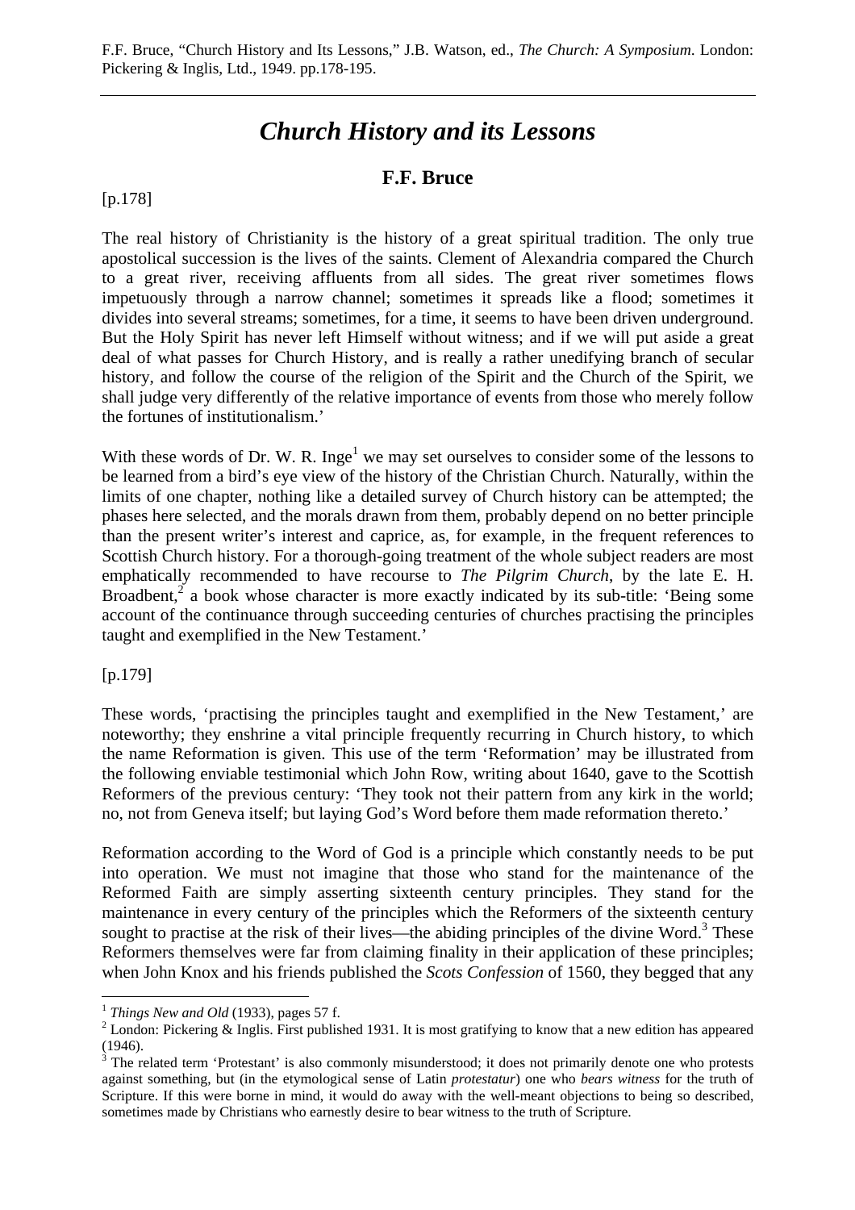F.F. Bruce, "Church History and Its Lessons," J.B. Watson, ed., *The Church: A Symposium*. London: Pickering & Inglis, Ltd., 1949. pp.178-195.

# *Church History and its Lessons*

## F.F. Bruce

[p.178]

The real history of Christianity is the history of a great spiritual tradition. The only true apostolical succession is the lives of the saints. Clement of Alexandria compared the Church to a great river, receiving affluents from all sides. The great river sometimes flows impetuously through a narrow channel; sometimes it spreads like a flood; sometimes it divides into several streams; sometimes, for a time, it seems to have been driven underground. But the Holy Spirit has never left Himself without witness; and if we will put aside a great deal of what passes for Church History, and is really a rather unedifying branch of secular history, and follow the course of the religion of the Spirit and the Church of the Spirit, we shall judge very differently of the relative importance of events from those who merely follow the fortunes of institutionalism.'

With these words of Dr. W. R. Inge[1] we may set ourselves to consider some of the lessons to be learned from a bird's eye view of the history of the Christian Church. Naturally, within the limits of one chapter, nothing like a detailed survey of Church history can be attempted; the phases here selected, and the morals drawn from them, probably depend on no better principle than the present writer's interest and caprice, as, for example, in the frequent references to Scottish Church history. For a thorough-going treatment of the whole subject readers are most emphatically recommended to have recourse to *The Pilgrim Church*, by the late E. H. Broadbent,[2] a book whose character is more exactly indicated by its sub-title: 'Being some account of the continuance through succeeding centuries of churches practising the principles taught and exemplified in the New Testament.'

[p.179]

These words, 'practising the principles taught and exemplified in the New Testament,' are noteworthy; they enshrine a vital principle frequently recurring in Church history, to which the name Reformation is given. This use of the term 'Reformation' may be illustrated from the following enviable testimonial which John Row, writing about 1640, gave to the Scottish Reformers of the previous century: 'They took not their pattern from any kirk in the world; no, not from Geneva itself; but laying God's Word before them made reformation thereto.'

Reformation according to the Word of God is a principle which constantly needs to be put into operation. We must not imagine that those who stand for the maintenance of the Reformed Faith are simply asserting sixteenth century principles. They stand for the maintenance in every century of the principles which the Reformers of the sixteenth century sought to practise at the risk of their lives—the abiding principles of the divine Word.[3] These Reformers themselves were far from claiming finality in their application of these principles; when John Knox and his friends published the *Scots Confession* of 1560, they begged that any

---

[1] *Things New and Old* (1933), pages 57 f.

[2] London: Pickering & Inglis. First published 1931. It is most gratifying to know that a new edition has appeared (1946).

[3] The related term 'Protestant' is also commonly misunderstood; it does not primarily denote one who protests against something, but (in the etymological sense of Latin *protestatur*) one who *bears witness* for the truth of Scripture. If this were borne in mind, it would do away with the well-meant objections to being so described, sometimes made by Christians who earnestly desire to bear witness to the truth of Scripture.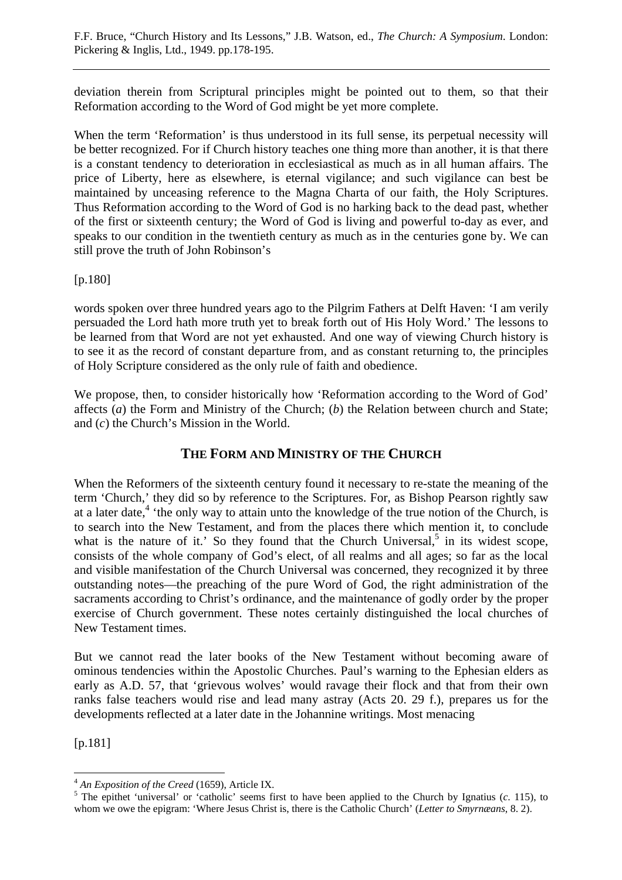deviation therein from Scriptural principles might be pointed out to them, so that their Reformation according to the Word of God might be yet more complete.

When the term 'Reformation' is thus understood in its full sense, its perpetual necessity will be better recognized. For if Church history teaches one thing more than another, it is that there is a constant tendency to deterioration in ecclesiastical as much as in all human affairs. The price of Liberty, here as elsewhere, is eternal vigilance; and such vigilance can best be maintained by unceasing reference to the Magna Charta of our faith, the Holy Scriptures. Thus Reformation according to the Word of God is no harking back to the dead past, whether of the first or sixteenth century; the Word of God is living and powerful to-day as ever, and speaks to our condition in the twentieth century as much as in the centuries gone by. We can still prove the truth of John Robinson's

[p.180]

words spoken over three hundred years ago to the Pilgrim Fathers at Delft Haven: 'I am verily persuaded the Lord hath more truth yet to break forth out of His Holy Word.' The lessons to be learned from that Word are not yet exhausted. And one way of viewing Church history is to see it as the record of constant departure from, and as constant returning to, the principles of Holy Scripture considered as the only rule of faith and obedience.

We propose, then, to consider historically how 'Reformation according to the Word of God' affects (*a*) the Form and Ministry of the Church; (*b*) the Relation between church and State; and (*c*) the Church's Mission in the World.

## THE FORM AND MINISTRY OF THE CHURCH

When the Reformers of the sixteenth century found it necessary to re-state the meaning of the term 'Church,' they did so by reference to the Scriptures. For, as Bishop Pearson rightly saw at a later date,[4] 'the only way to attain unto the knowledge of the true notion of the Church, is to search into the New Testament, and from the places there which mention it, to conclude what is the nature of it.' So they found that the Church Universal,[5] in its widest scope, consists of the whole company of God's elect, of all realms and all ages; so far as the local and visible manifestation of the Church Universal was concerned, they recognized it by three outstanding notes—the preaching of the pure Word of God, the right administration of the sacraments according to Christ's ordinance, and the maintenance of godly order by the proper exercise of Church government. These notes certainly distinguished the local churches of New Testament times.

But we cannot read the later books of the New Testament without becoming aware of ominous tendencies within the Apostolic Churches. Paul's warning to the Ephesian elders as early as A.D. 57, that 'grievous wolves' would ravage their flock and that from their own ranks false teachers would rise and lead many astray (Acts 20. 29 f.), prepares us for the developments reflected at a later date in the Johannine writings. Most menacing

[p.181]

---

[4] *An Exposition of the Creed* (1659), Article IX.

[5] The epithet 'universal' or 'catholic' seems first to have been applied to the Church by Ignatius (*c*. 115), to whom we owe the epigram: 'Where Jesus Christ is, there is the Catholic Church' (*Letter to Smyrnæans*, 8. 2).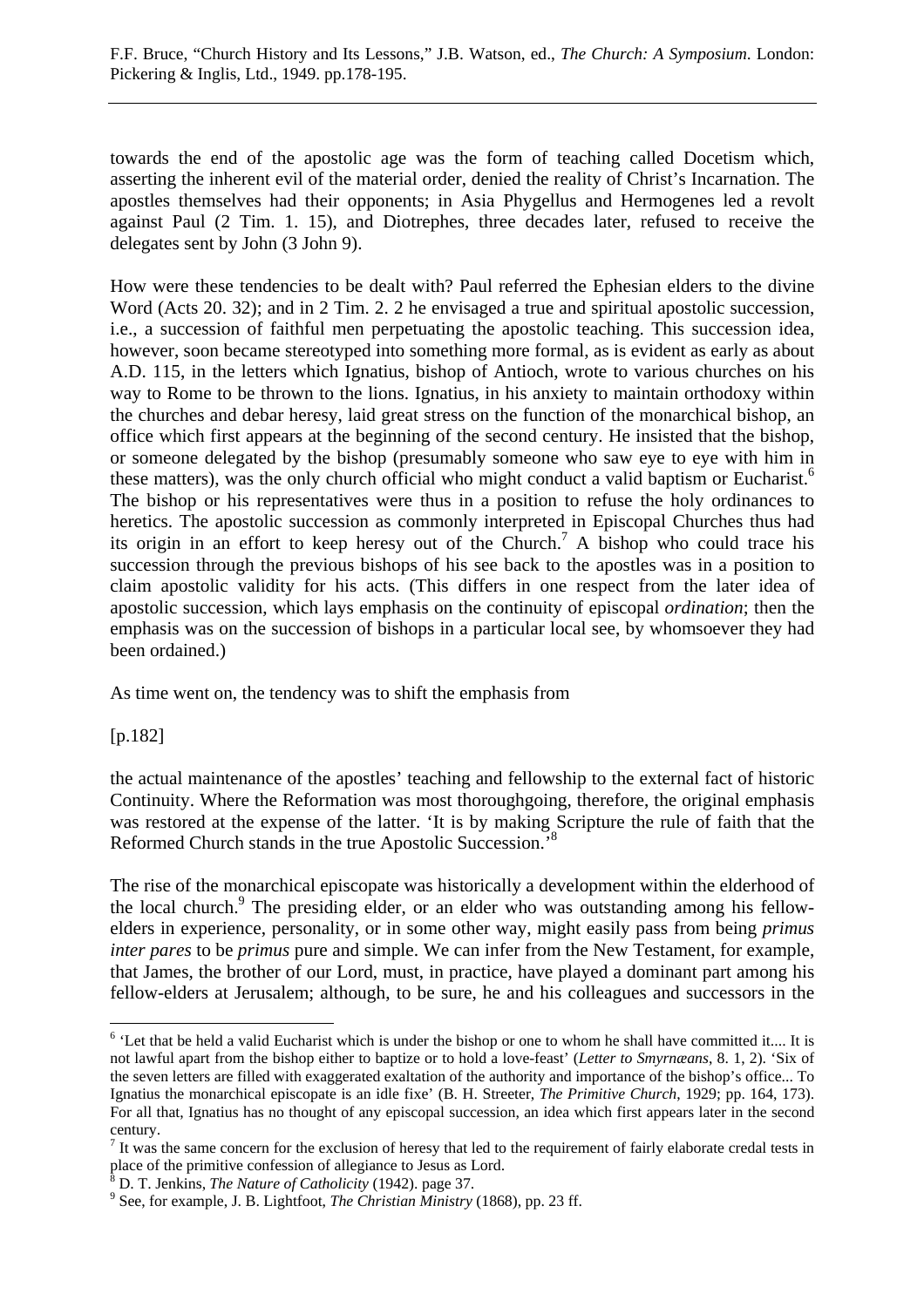towards the end of the apostolic age was the form of teaching called Docetism which, asserting the inherent evil of the material order, denied the reality of Christ's Incarnation. The apostles themselves had their opponents; in Asia Phygellus and Hermogenes led a revolt against Paul (2 Tim. 1. 15), and Diotrephes, three decades later, refused to receive the delegates sent by John (3 John 9).

How were these tendencies to be dealt with? Paul referred the Ephesian elders to the divine Word (Acts 20. 32); and in 2 Tim. 2. 2 he envisaged a true and spiritual apostolic succession, i.e., a succession of faithful men perpetuating the apostolic teaching. This succession idea, however, soon became stereotyped into something more formal, as is evident as early as about A.D. 115, in the letters which Ignatius, bishop of Antioch, wrote to various churches on his way to Rome to be thrown to the lions. Ignatius, in his anxiety to maintain orthodoxy within the churches and debar heresy, laid great stress on the function of the monarchical bishop, an office which first appears at the beginning of the second century. He insisted that the bishop, or someone delegated by the bishop (presumably someone who saw eye to eye with him in these matters), was the only church official who might conduct a valid baptism or Eucharist.[6] The bishop or his representatives were thus in a position to refuse the holy ordinances to heretics. The apostolic succession as commonly interpreted in Episcopal Churches thus had its origin in an effort to keep heresy out of the Church.[7] A bishop who could trace his succession through the previous bishops of his see back to the apostles was in a position to claim apostolic validity for his acts. (This differs in one respect from the later idea of apostolic succession, which lays emphasis on the continuity of episcopal *ordination*; then the emphasis was on the succession of bishops in a particular local see, by whomsoever they had been ordained.)

As time went on, the tendency was to shift the emphasis from

[p.182]

the actual maintenance of the apostles' teaching and fellowship to the external fact of historic Continuity. Where the Reformation was most thoroughgoing, therefore, the original emphasis was restored at the expense of the latter. 'It is by making Scripture the rule of faith that the Reformed Church stands in the true Apostolic Succession.'[8]

The rise of the monarchical episcopate was historically a development within the elderhood of the local church.[9] The presiding elder, or an elder who was outstanding among his fellow-elders in experience, personality, or in some other way, might easily pass from being *primus inter pares* to be *primus* pure and simple. We can infer from the New Testament, for example, that James, the brother of our Lord, must, in practice, have played a dominant part among his fellow-elders at Jerusalem; although, to be sure, he and his colleagues and successors in the

---

[6] 'Let that be held a valid Eucharist which is under the bishop or one to whom he shall have committed it.... It is not lawful apart from the bishop either to baptize or to hold a love-feast' (*Letter to Smyrnæans*, 8. 1, 2). 'Six of the seven letters are filled with exaggerated exaltation of the authority and importance of the bishop's office... To Ignatius the monarchical episcopate is an idle fixe' (B. H. Streeter, *The Primitive Church*, 1929; pp. 164, 173). For all that, Ignatius has no thought of any episcopal succession, an idea which first appears later in the second century.

[7] It was the same concern for the exclusion of heresy that led to the requirement of fairly elaborate credal tests in place of the primitive confession of allegiance to Jesus as Lord.

[8] D. T. Jenkins, *The Nature of Catholicity* (1942). page 37.

[9] See, for example, J. B. Lightfoot, *The Christian Ministry* (1868), pp. 23 ff.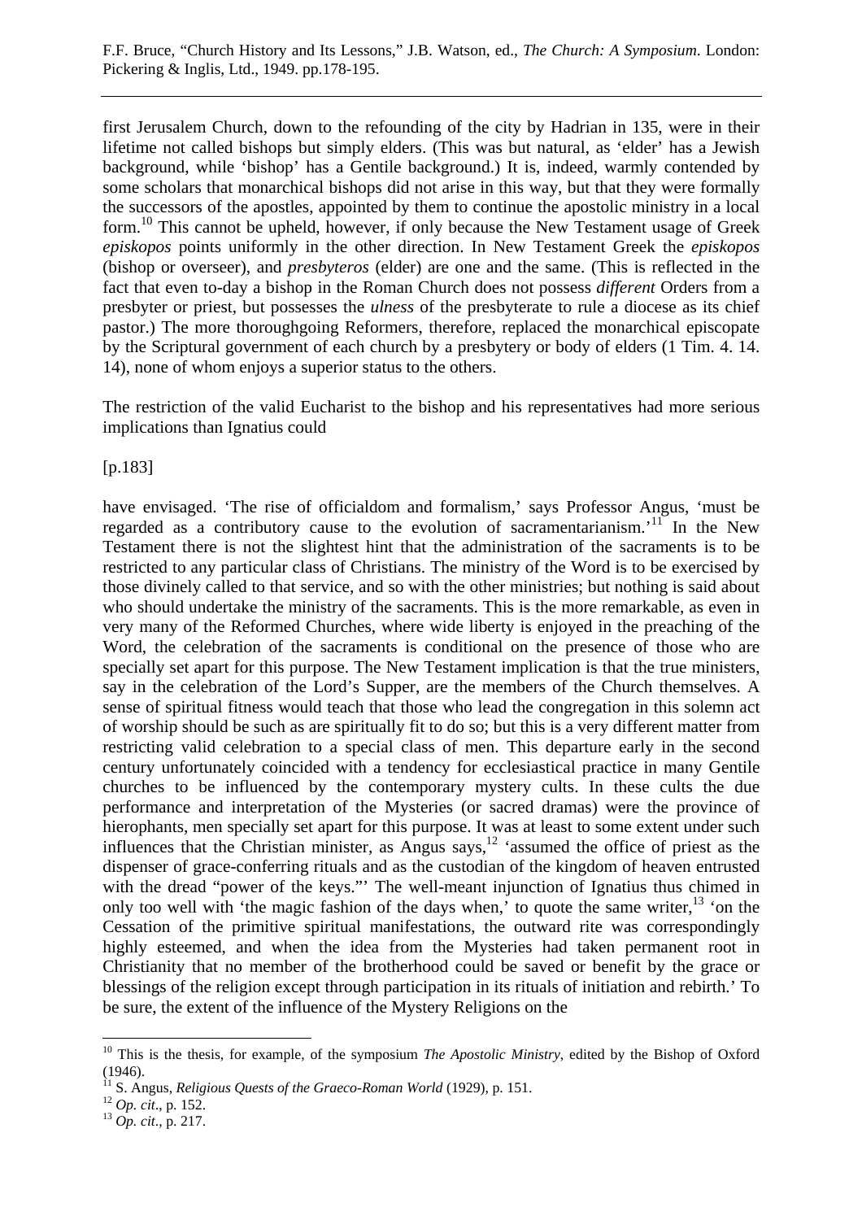first Jerusalem Church, down to the refounding of the city by Hadrian in 135, were in their lifetime not called bishops but simply elders. (This was but natural, as 'elder' has a Jewish background, while 'bishop' has a Gentile background.) It is, indeed, warmly contended by some scholars that monarchical bishops did not arise in this way, but that they were formally the successors of the apostles, appointed by them to continue the apostolic ministry in a local form.[10] This cannot be upheld, however, if only because the New Testament usage of Greek *episkopos* points uniformly in the other direction. In New Testament Greek the *episkopos* (bishop or overseer), and *presbyteros* (elder) are one and the same. (This is reflected in the fact that even to-day a bishop in the Roman Church does not possess *different* Orders from a presbyter or priest, but possesses the *ulness* of the presbyterate to rule a diocese as its chief pastor.) The more thoroughgoing Reformers, therefore, replaced the monarchical episcopate by the Scriptural government of each church by a presbytery or body of elders (1 Tim. 4. 14. 14), none of whom enjoys a superior status to the others.

The restriction of the valid Eucharist to the bishop and his representatives had more serious implications than Ignatius could

[p.183]

have envisaged. 'The rise of officialdom and formalism,' says Professor Angus, 'must be regarded as a contributory cause to the evolution of sacramentarianism.'[11] In the New Testament there is not the slightest hint that the administration of the sacraments is to be restricted to any particular class of Christians. The ministry of the Word is to be exercised by those divinely called to that service, and so with the other ministries; but nothing is said about who should undertake the ministry of the sacraments. This is the more remarkable, as even in very many of the Reformed Churches, where wide liberty is enjoyed in the preaching of the Word, the celebration of the sacraments is conditional on the presence of those who are specially set apart for this purpose. The New Testament implication is that the true ministers, say in the celebration of the Lord's Supper, are the members of the Church themselves. A sense of spiritual fitness would teach that those who lead the congregation in this solemn act of worship should be such as are spiritually fit to do so; but this is a very different matter from restricting valid celebration to a special class of men. This departure early in the second century unfortunately coincided with a tendency for ecclesiastical practice in many Gentile churches to be influenced by the contemporary mystery cults. In these cults the due performance and interpretation of the Mysteries (or sacred dramas) were the province of hierophants, men specially set apart for this purpose. It was at least to some extent under such influences that the Christian minister, as Angus says,[12] 'assumed the office of priest as the dispenser of grace-conferring rituals and as the custodian of the kingdom of heaven entrusted with the dread "power of the keys."' The well-meant injunction of Ignatius thus chimed in only too well with 'the magic fashion of the days when,' to quote the same writer,[13] 'on the Cessation of the primitive spiritual manifestations, the outward rite was correspondingly highly esteemed, and when the idea from the Mysteries had taken permanent root in Christianity that no member of the brotherhood could be saved or benefit by the grace or blessings of the religion except through participation in its rituals of initiation and rebirth.' To be sure, the extent of the influence of the Mystery Religions on the

---

[10] This is the thesis, for example, of the symposium *The Apostolic Ministry*, edited by the Bishop of Oxford (1946).

[11] S. Angus, *Religious Quests of the Graeco-Roman World* (1929), p. 151.

[12] *Op. cit*., p. 152.

[13] *Op. cit*., p. 217.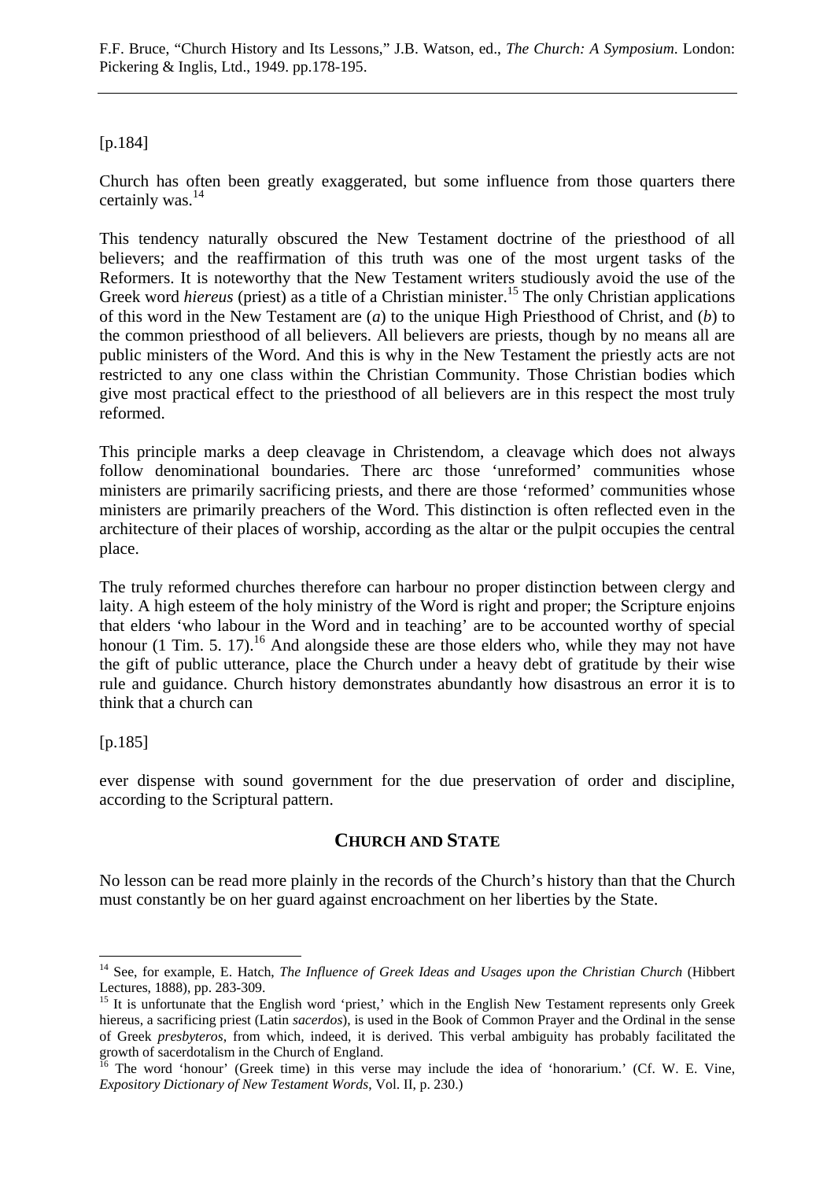[p.184]

Church has often been greatly exaggerated, but some influence from those quarters there certainly was.[14]

This tendency naturally obscured the New Testament doctrine of the priesthood of all believers; and the reaffirmation of this truth was one of the most urgent tasks of the Reformers. It is noteworthy that the New Testament writers studiously avoid the use of the Greek word *hiereus* (priest) as a title of a Christian minister.[15] The only Christian applications of this word in the New Testament are (*a*) to the unique High Priesthood of Christ, and (*b*) to the common priesthood of all believers. All believers are priests, though by no means all are public ministers of the Word. And this is why in the New Testament the priestly acts are not restricted to any one class within the Christian Community. Those Christian bodies which give most practical effect to the priesthood of all believers are in this respect the most truly reformed.

This principle marks a deep cleavage in Christendom, a cleavage which does not always follow denominational boundaries. There arc those 'unreformed' communities whose ministers are primarily sacrificing priests, and there are those 'reformed' communities whose ministers are primarily preachers of the Word. This distinction is often reflected even in the architecture of their places of worship, according as the altar or the pulpit occupies the central place.

The truly reformed churches therefore can harbour no proper distinction between clergy and laity. A high esteem of the holy ministry of the Word is right and proper; the Scripture enjoins that elders 'who labour in the Word and in teaching' are to be accounted worthy of special honour (1 Tim. 5. 17).[16] And alongside these are those elders who, while they may not have the gift of public utterance, place the Church under a heavy debt of gratitude by their wise rule and guidance. Church history demonstrates abundantly how disastrous an error it is to think that a church can

[p.185]

ever dispense with sound government for the due preservation of order and discipline, according to the Scriptural pattern.

## CHURCH AND STATE

No lesson can be read more plainly in the records of the Church's history than that the Church must constantly be on her guard against encroachment on her liberties by the State.

---

[14] See, for example, E. Hatch, *The Influence of Greek Ideas and Usages upon the Christian Church* (Hibbert Lectures, 1888), pp. 283-309.

[15] It is unfortunate that the English word 'priest,' which in the English New Testament represents only Greek hiereus, a sacrificing priest (Latin *sacerdos*), is used in the Book of Common Prayer and the Ordinal in the sense of Greek *presbyteros*, from which, indeed, it is derived. This verbal ambiguity has probably facilitated the growth of sacerdotalism in the Church of England.

[16] The word 'honour' (Greek time) in this verse may include the idea of 'honorarium.' (Cf. W. E. Vine, *Expository Dictionary of New Testament Words*, Vol. II, p. 230.)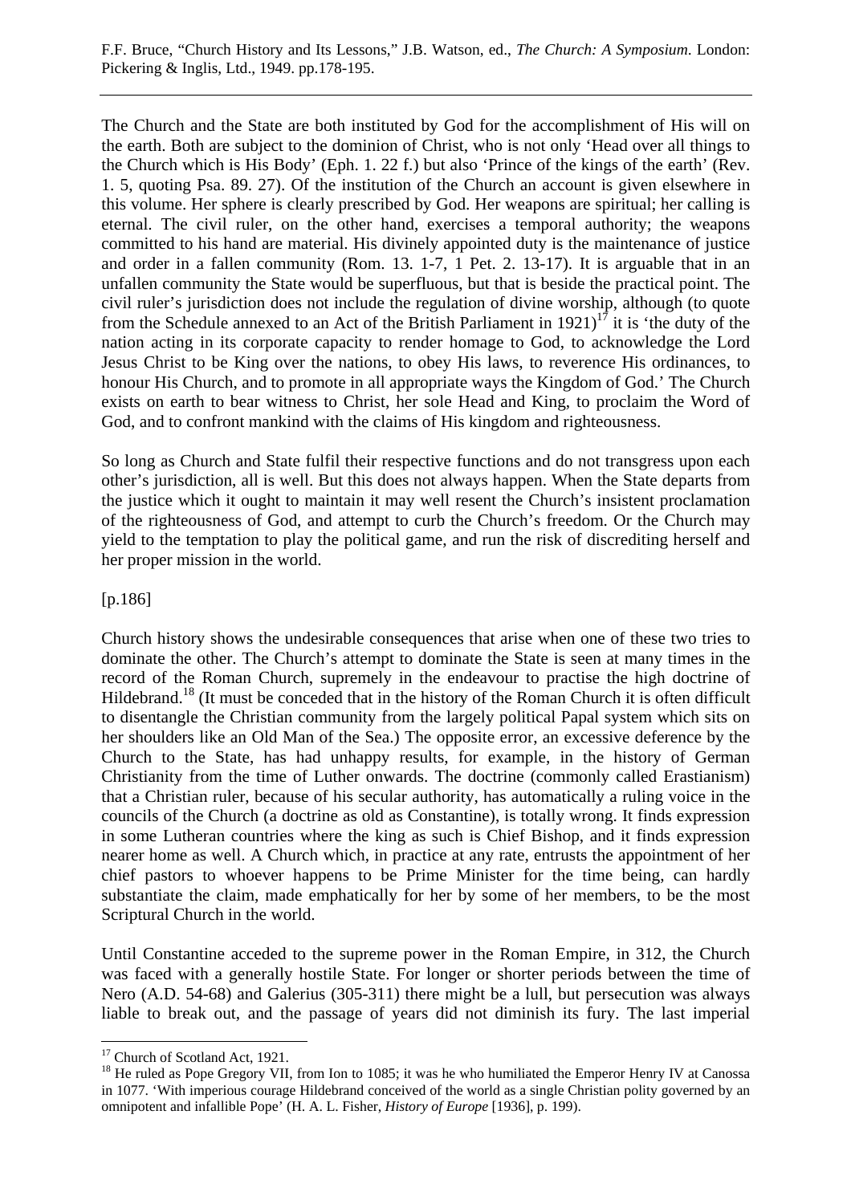The Church and the State are both instituted by God for the accomplishment of His will on the earth. Both are subject to the dominion of Christ, who is not only 'Head over all things to the Church which is His Body' (Eph. 1. 22 f.) but also 'Prince of the kings of the earth' (Rev. 1. 5, quoting Psa. 89. 27). Of the institution of the Church an account is given elsewhere in this volume. Her sphere is clearly prescribed by God. Her weapons are spiritual; her calling is eternal. The civil ruler, on the other hand, exercises a temporal authority; the weapons committed to his hand are material. His divinely appointed duty is the maintenance of justice and order in a fallen community (Rom. 13. 1-7, 1 Pet. 2. 13-17). It is arguable that in an unfallen community the State would be superfluous, but that is beside the practical point. The civil ruler's jurisdiction does not include the regulation of divine worship, although (to quote from the Schedule annexed to an Act of the British Parliament in 1921)[17] it is 'the duty of the nation acting in its corporate capacity to render homage to God, to acknowledge the Lord Jesus Christ to be King over the nations, to obey His laws, to reverence His ordinances, to honour His Church, and to promote in all appropriate ways the Kingdom of God.' The Church exists on earth to bear witness to Christ, her sole Head and King, to proclaim the Word of God, and to confront mankind with the claims of His kingdom and righteousness.

So long as Church and State fulfil their respective functions and do not transgress upon each other's jurisdiction, all is well. But this does not always happen. When the State departs from the justice which it ought to maintain it may well resent the Church's insistent proclamation of the righteousness of God, and attempt to curb the Church's freedom. Or the Church may yield to the temptation to play the political game, and run the risk of discrediting herself and her proper mission in the world.

[p.186]

Church history shows the undesirable consequences that arise when one of these two tries to dominate the other. The Church's attempt to dominate the State is seen at many times in the record of the Roman Church, supremely in the endeavour to practise the high doctrine of Hildebrand.[18] (It must be conceded that in the history of the Roman Church it is often difficult to disentangle the Christian community from the largely political Papal system which sits on her shoulders like an Old Man of the Sea.) The opposite error, an excessive deference by the Church to the State, has had unhappy results, for example, in the history of German Christianity from the time of Luther onwards. The doctrine (commonly called Erastianism) that a Christian ruler, because of his secular authority, has automatically a ruling voice in the councils of the Church (a doctrine as old as Constantine), is totally wrong. It finds expression in some Lutheran countries where the king as such is Chief Bishop, and it finds expression nearer home as well. A Church which, in practice at any rate, entrusts the appointment of her chief pastors to whoever happens to be Prime Minister for the time being, can hardly substantiate the claim, made emphatically for her by some of her members, to be the most Scriptural Church in the world.

Until Constantine acceded to the supreme power in the Roman Empire, in 312, the Church was faced with a generally hostile State. For longer or shorter periods between the time of Nero (A.D. 54-68) and Galerius (305-311) there might be a lull, but persecution was always liable to break out, and the passage of years did not diminish its fury. The last imperial

---

[17] Church of Scotland Act, 1921.

[18] He ruled as Pope Gregory VII, from Ion to 1085; it was he who humiliated the Emperor Henry IV at Canossa in 1077. 'With imperious courage Hildebrand conceived of the world as a single Christian polity governed by an omnipotent and infallible Pope' (H. A. L. Fisher, *History of Europe* [1936], p. 199).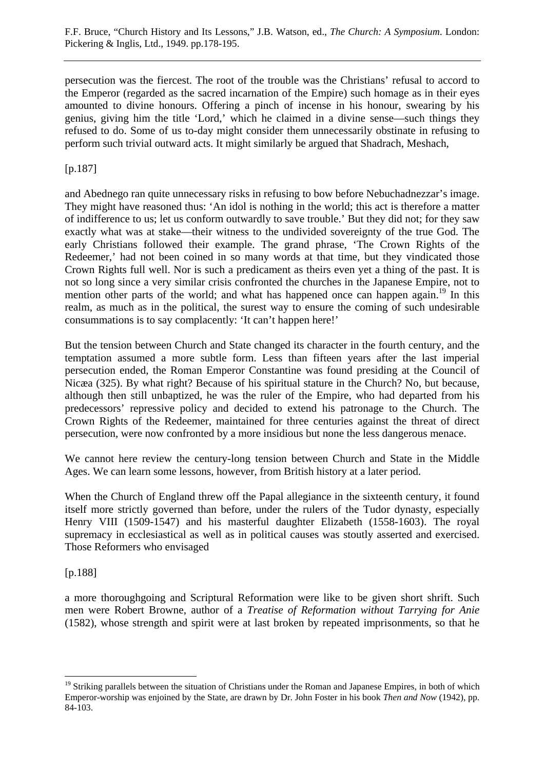persecution was the fiercest. The root of the trouble was the Christians' refusal to accord to the Emperor (regarded as the sacred incarnation of the Empire) such homage as in their eyes amounted to divine honours. Offering a pinch of incense in his honour, swearing by his genius, giving him the title 'Lord,' which he claimed in a divine sense—such things they refused to do. Some of us to-day might consider them unnecessarily obstinate in refusing to perform such trivial outward acts. It might similarly be argued that Shadrach, Meshach,

[p.187]

and Abednego ran quite unnecessary risks in refusing to bow before Nebuchadnezzar's image. They might have reasoned thus: 'An idol is nothing in the world; this act is therefore a matter of indifference to us; let us conform outwardly to save trouble.' But they did not; for they saw exactly what was at stake—their witness to the undivided sovereignty of the true God. The early Christians followed their example. The grand phrase, 'The Crown Rights of the Redeemer,' had not been coined in so many words at that time, but they vindicated those Crown Rights full well. Nor is such a predicament as theirs even yet a thing of the past. It is not so long since a very similar crisis confronted the churches in the Japanese Empire, not to mention other parts of the world; and what has happened once can happen again.[19] In this realm, as much as in the political, the surest way to ensure the coming of such undesirable consummations is to say complacently: 'It can't happen here!'

But the tension between Church and State changed its character in the fourth century, and the temptation assumed a more subtle form. Less than fifteen years after the last imperial persecution ended, the Roman Emperor Constantine was found presiding at the Council of Nicæa (325). By what right? Because of his spiritual stature in the Church? No, but because, although then still unbaptized, he was the ruler of the Empire, who had departed from his predecessors' repressive policy and decided to extend his patronage to the Church. The Crown Rights of the Redeemer, maintained for three centuries against the threat of direct persecution, were now confronted by a more insidious but none the less dangerous menace.

We cannot here review the century-long tension between Church and State in the Middle Ages. We can learn some lessons, however, from British history at a later period.

When the Church of England threw off the Papal allegiance in the sixteenth century, it found itself more strictly governed than before, under the rulers of the Tudor dynasty, especially Henry VIII (1509-1547) and his masterful daughter Elizabeth (1558-1603). The royal supremacy in ecclesiastical as well as in political causes was stoutly asserted and exercised. Those Reformers who envisaged

[p.188]

a more thoroughgoing and Scriptural Reformation were like to be given short shrift. Such men were Robert Browne, author of a *Treatise of Reformation without Tarrying for Anie* (1582), whose strength and spirit were at last broken by repeated imprisonments, so that he

[19] Striking parallels between the situation of Christians under the Roman and Japanese Empires, in both of which Emperor-worship was enjoined by the State, are drawn by Dr. John Foster in his book *Then and Now* (1942), pp. 84-103.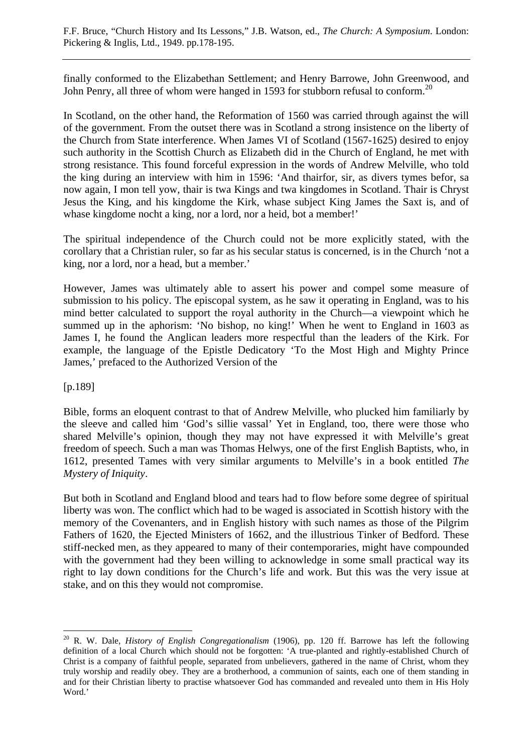finally conformed to the Elizabethan Settlement; and Henry Barrowe, John Greenwood, and John Penry, all three of whom were hanged in 1593 for stubborn refusal to conform.[20]

In Scotland, on the other hand, the Reformation of 1560 was carried through against the will of the government. From the outset there was in Scotland a strong insistence on the liberty of the Church from State interference. When James VI of Scotland (1567-1625) desired to enjoy such authority in the Scottish Church as Elizabeth did in the Church of England, he met with strong resistance. This found forceful expression in the words of Andrew Melville, who told the king during an interview with him in 1596: 'And thairfor, sir, as divers tymes befor, sa now again, I mon tell yow, thair is twa Kings and twa kingdomes in Scotland. Thair is Chryst Jesus the King, and his kingdome the Kirk, whase subject King James the Saxt is, and of whase kingdome nocht a king, nor a lord, nor a heid, bot a member!'

The spiritual independence of the Church could not be more explicitly stated, with the corollary that a Christian ruler, so far as his secular status is concerned, is in the Church 'not a king, nor a lord, nor a head, but a member.'

However, James was ultimately able to assert his power and compel some measure of submission to his policy. The episcopal system, as he saw it operating in England, was to his mind better calculated to support the royal authority in the Church—a viewpoint which he summed up in the aphorism: 'No bishop, no king!' When he went to England in 1603 as James I, he found the Anglican leaders more respectful than the leaders of the Kirk. For example, the language of the Epistle Dedicatory 'To the Most High and Mighty Prince James,' prefaced to the Authorized Version of the

[p.189]

Bible, forms an eloquent contrast to that of Andrew Melville, who plucked him familiarly by the sleeve and called him 'God's sillie vassal' Yet in England, too, there were those who shared Melville's opinion, though they may not have expressed it with Melville's great freedom of speech. Such a man was Thomas Helwys, one of the first English Baptists, who, in 1612, presented Tames with very similar arguments to Melville's in a book entitled *The Mystery of Iniquity*.

But both in Scotland and England blood and tears had to flow before some degree of spiritual liberty was won. The conflict which had to be waged is associated in Scottish history with the memory of the Covenanters, and in English history with such names as those of the Pilgrim Fathers of 1620, the Ejected Ministers of 1662, and the illustrious Tinker of Bedford. These stiff-necked men, as they appeared to many of their contemporaries, might have compounded with the government had they been willing to acknowledge in some small practical way its right to lay down conditions for the Church's life and work. But this was the very issue at stake, and on this they would not compromise.

---

[20] R. W. Dale, *History of English Congregationalism* (1906), pp. 120 ff. Barrowe has left the following definition of a local Church which should not be forgotten: 'A true-planted and rightly-established Church of Christ is a company of faithful people, separated from unbelievers, gathered in the name of Christ, whom they truly worship and readily obey. They are a brotherhood, a communion of saints, each one of them standing in and for their Christian liberty to practise whatsoever God has commanded and revealed unto them in His Holy Word.'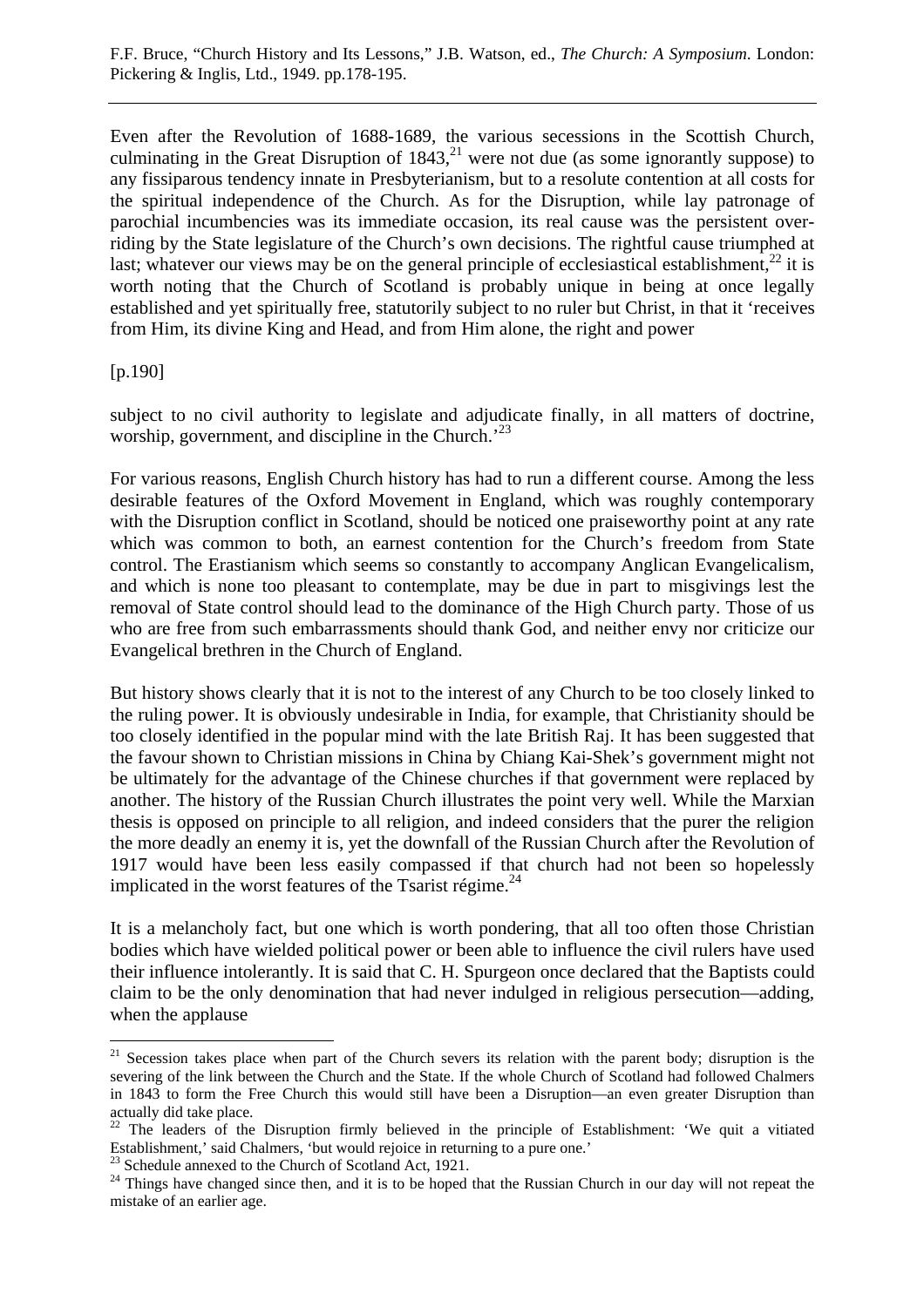Even after the Revolution of 1688-1689, the various secessions in the Scottish Church, culminating in the Great Disruption of 1843,[21] were not due (as some ignorantly suppose) to any fissiparous tendency innate in Presbyterianism, but to a resolute contention at all costs for the spiritual independence of the Church. As for the Disruption, while lay patronage of parochial incumbencies was its immediate occasion, its real cause was the persistent over-riding by the State legislature of the Church's own decisions. The rightful cause triumphed at last; whatever our views may be on the general principle of ecclesiastical establishment,[22] it is worth noting that the Church of Scotland is probably unique in being at once legally established and yet spiritually free, statutorily subject to no ruler but Christ, in that it 'receives from Him, its divine King and Head, and from Him alone, the right and power

[p.190]

subject to no civil authority to legislate and adjudicate finally, in all matters of doctrine, worship, government, and discipline in the Church.'[23]

For various reasons, English Church history has had to run a different course. Among the less desirable features of the Oxford Movement in England, which was roughly contemporary with the Disruption conflict in Scotland, should be noticed one praiseworthy point at any rate which was common to both, an earnest contention for the Church's freedom from State control. The Erastianism which seems so constantly to accompany Anglican Evangelicalism, and which is none too pleasant to contemplate, may be due in part to misgivings lest the removal of State control should lead to the dominance of the High Church party. Those of us who are free from such embarrassments should thank God, and neither envy nor criticize our Evangelical brethren in the Church of England.

But history shows clearly that it is not to the interest of any Church to be too closely linked to the ruling power. It is obviously undesirable in India, for example, that Christianity should be too closely identified in the popular mind with the late British Raj. It has been suggested that the favour shown to Christian missions in China by Chiang Kai-Shek's government might not be ultimately for the advantage of the Chinese churches if that government were replaced by another. The history of the Russian Church illustrates the point very well. While the Marxian thesis is opposed on principle to all religion, and indeed considers that the purer the religion the more deadly an enemy it is, yet the downfall of the Russian Church after the Revolution of 1917 would have been less easily compassed if that church had not been so hopelessly implicated in the worst features of the Tsarist régime.[24]

It is a melancholy fact, but one which is worth pondering, that all too often those Christian bodies which have wielded political power or been able to influence the civil rulers have used their influence intolerantly. It is said that C. H. Spurgeon once declared that the Baptists could claim to be the only denomination that had never indulged in religious persecution—adding, when the applause

---

[21] Secession takes place when part of the Church severs its relation with the parent body; disruption is the severing of the link between the Church and the State. If the whole Church of Scotland had followed Chalmers in 1843 to form the Free Church this would still have been a Disruption—an even greater Disruption than actually did take place.

[22] The leaders of the Disruption firmly believed in the principle of Establishment: 'We quit a vitiated Establishment,' said Chalmers, 'but would rejoice in returning to a pure one.'

[23] Schedule annexed to the Church of Scotland Act, 1921.

[24] Things have changed since then, and it is to be hoped that the Russian Church in our day will not repeat the mistake of an earlier age.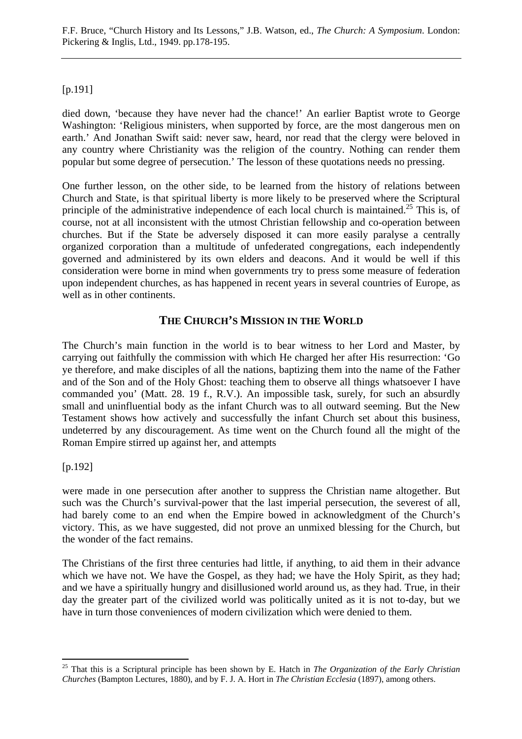[p.191]

died down, 'because they have never had the chance!' An earlier Baptist wrote to George Washington: 'Religious ministers, when supported by force, are the most dangerous men on earth.' And Jonathan Swift said: never saw, heard, nor read that the clergy were beloved in any country where Christianity was the religion of the country. Nothing can render them popular but some degree of persecution.' The lesson of these quotations needs no pressing.

One further lesson, on the other side, to be learned from the history of relations between Church and State, is that spiritual liberty is more likely to be preserved where the Scriptural principle of the administrative independence of each local church is maintained.[25] This is, of course, not at all inconsistent with the utmost Christian fellowship and co-operation between churches. But if the State be adversely disposed it can more easily paralyse a centrally organized corporation than a multitude of unfederated congregations, each independently governed and administered by its own elders and deacons. And it would be well if this consideration were borne in mind when governments try to press some measure of federation upon independent churches, as has happened in recent years in several countries of Europe, as well as in other continents.

## THE CHURCH'S MISSION IN THE WORLD

The Church's main function in the world is to bear witness to her Lord and Master, by carrying out faithfully the commission with which He charged her after His resurrection: 'Go ye therefore, and make disciples of all the nations, baptizing them into the name of the Father and of the Son and of the Holy Ghost: teaching them to observe all things whatsoever I have commanded you' (Matt. 28. 19 f., R.V.). An impossible task, surely, for such an absurdly small and uninfluential body as the infant Church was to all outward seeming. But the New Testament shows how actively and successfully the infant Church set about this business, undeterred by any discouragement. As time went on the Church found all the might of the Roman Empire stirred up against her, and attempts

[p.192]

were made in one persecution after another to suppress the Christian name altogether. But such was the Church's survival-power that the last imperial persecution, the severest of all, had barely come to an end when the Empire bowed in acknowledgment of the Church's victory. This, as we have suggested, did not prove an unmixed blessing for the Church, but the wonder of the fact remains.

The Christians of the first three centuries had little, if anything, to aid them in their advance which we have not. We have the Gospel, as they had; we have the Holy Spirit, as they had; and we have a spiritually hungry and disillusioned world around us, as they had. True, in their day the greater part of the civilized world was politically united as it is not to-day, but we have in turn those conveniences of modern civilization which were denied to them.

---

[25] That this is a Scriptural principle has been shown by E. Hatch in *The Organization of the Early Christian Churches* (Bampton Lectures, 1880), and by F. J. A. Hort in *The Christian Ecclesia* (1897), among others.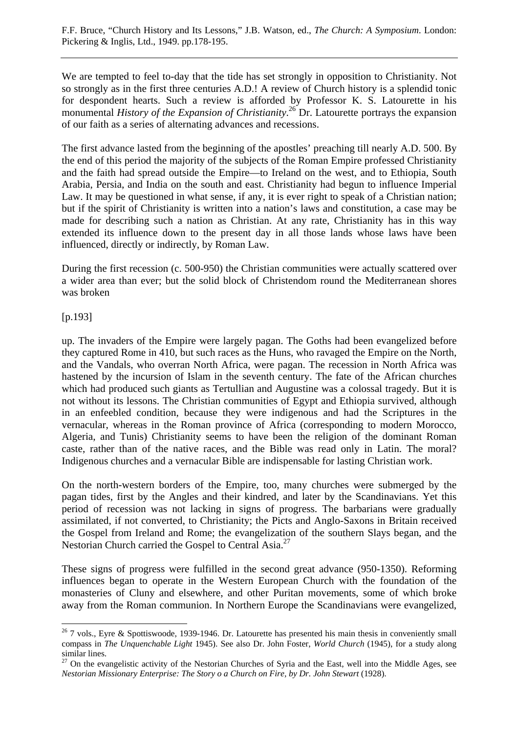We are tempted to feel to-day that the tide has set strongly in opposition to Christianity. Not so strongly as in the first three centuries A.D.! A review of Church history is a splendid tonic for despondent hearts. Such a review is afforded by Professor K. S. Latourette in his monumental *History of the Expansion of Christianity*.[26] Dr. Latourette portrays the expansion of our faith as a series of alternating advances and recessions.

The first advance lasted from the beginning of the apostles' preaching till nearly A.D. 500. By the end of this period the majority of the subjects of the Roman Empire professed Christianity and the faith had spread outside the Empire—to Ireland on the west, and to Ethiopia, South Arabia, Persia, and India on the south and east. Christianity had begun to influence Imperial Law. It may be questioned in what sense, if any, it is ever right to speak of a Christian nation; but if the spirit of Christianity is written into a nation's laws and constitution, a case may be made for describing such a nation as Christian. At any rate, Christianity has in this way extended its influence down to the present day in all those lands whose laws have been influenced, directly or indirectly, by Roman Law.

During the first recession (c. 500-950) the Christian communities were actually scattered over a wider area than ever; but the solid block of Christendom round the Mediterranean shores was broken

[p.193]

up. The invaders of the Empire were largely pagan. The Goths had been evangelized before they captured Rome in 410, but such races as the Huns, who ravaged the Empire on the North, and the Vandals, who overran North Africa, were pagan. The recession in North Africa was hastened by the incursion of Islam in the seventh century. The fate of the African churches which had produced such giants as Tertullian and Augustine was a colossal tragedy. But it is not without its lessons. The Christian communities of Egypt and Ethiopia survived, although in an enfeebled condition, because they were indigenous and had the Scriptures in the vernacular, whereas in the Roman province of Africa (corresponding to modern Morocco, Algeria, and Tunis) Christianity seems to have been the religion of the dominant Roman caste, rather than of the native races, and the Bible was read only in Latin. The moral? Indigenous churches and a vernacular Bible are indispensable for lasting Christian work.

On the north-western borders of the Empire, too, many churches were submerged by the pagan tides, first by the Angles and their kindred, and later by the Scandinavians. Yet this period of recession was not lacking in signs of progress. The barbarians were gradually assimilated, if not converted, to Christianity; the Picts and Anglo-Saxons in Britain received the Gospel from Ireland and Rome; the evangelization of the southern Slays began, and the Nestorian Church carried the Gospel to Central Asia.[27]

These signs of progress were fulfilled in the second great advance (950-1350). Reforming influences began to operate in the Western European Church with the foundation of the monasteries of Cluny and elsewhere, and other Puritan movements, some of which broke away from the Roman communion. In Northern Europe the Scandinavians were evangelized,

---

[26] 7 vols., Eyre & Spottiswoode, 1939-1946. Dr. Latourette has presented his main thesis in conveniently small compass in *The Unquenchable Light* 1945). See also Dr. John Foster, *World Church* (1945), for a study along similar lines.

[27] On the evangelistic activity of the Nestorian Churches of Syria and the East, well into the Middle Ages, see *Nestorian Missionary Enterprise: The Story o a Church on Fire, by Dr. John Stewart* (1928).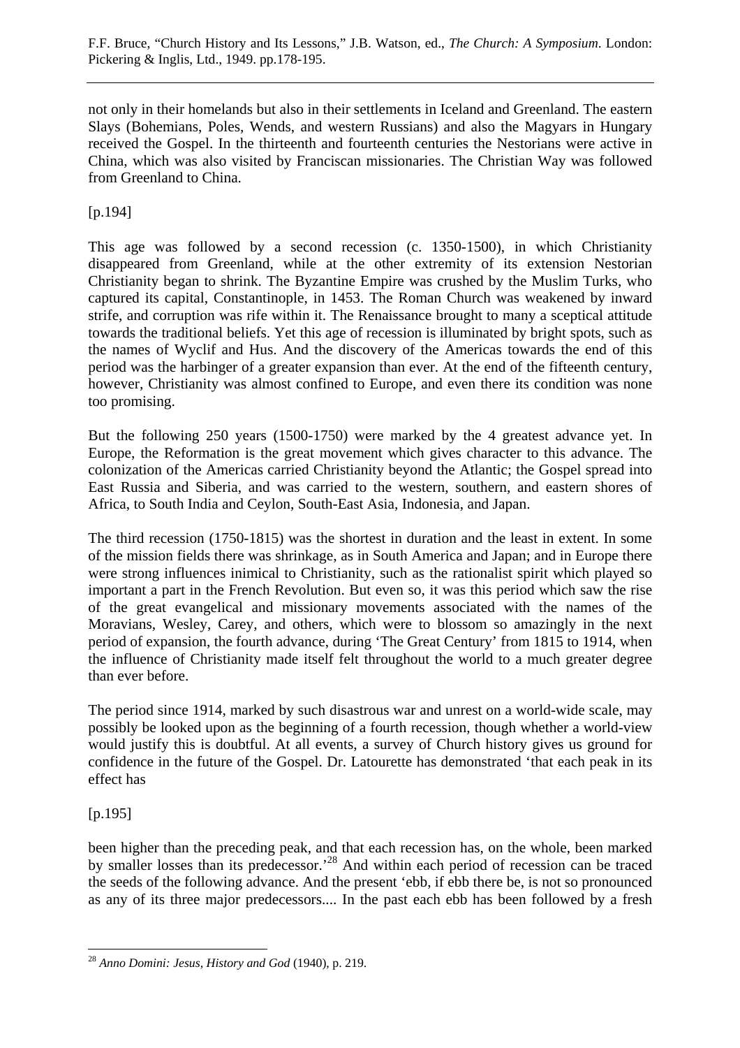not only in their homelands but also in their settlements in Iceland and Greenland. The eastern Slays (Bohemians, Poles, Wends, and western Russians) and also the Magyars in Hungary received the Gospel. In the thirteenth and fourteenth centuries the Nestorians were active in China, which was also visited by Franciscan missionaries. The Christian Way was followed from Greenland to China.

[p.194]

This age was followed by a second recession (c. 1350-1500), in which Christianity disappeared from Greenland, while at the other extremity of its extension Nestorian Christianity began to shrink. The Byzantine Empire was crushed by the Muslim Turks, who captured its capital, Constantinople, in 1453. The Roman Church was weakened by inward strife, and corruption was rife within it. The Renaissance brought to many a sceptical attitude towards the traditional beliefs. Yet this age of recession is illuminated by bright spots, such as the names of Wyclif and Hus. And the discovery of the Americas towards the end of this period was the harbinger of a greater expansion than ever. At the end of the fifteenth century, however, Christianity was almost confined to Europe, and even there its condition was none too promising.

But the following 250 years (1500-1750) were marked by the 4 greatest advance yet. In Europe, the Reformation is the great movement which gives character to this advance. The colonization of the Americas carried Christianity beyond the Atlantic; the Gospel spread into East Russia and Siberia, and was carried to the western, southern, and eastern shores of Africa, to South India and Ceylon, South-East Asia, Indonesia, and Japan.

The third recession (1750-1815) was the shortest in duration and the least in extent. In some of the mission fields there was shrinkage, as in South America and Japan; and in Europe there were strong influences inimical to Christianity, such as the rationalist spirit which played so important a part in the French Revolution. But even so, it was this period which saw the rise of the great evangelical and missionary movements associated with the names of the Moravians, Wesley, Carey, and others, which were to blossom so amazingly in the next period of expansion, the fourth advance, during 'The Great Century' from 1815 to 1914, when the influence of Christianity made itself felt throughout the world to a much greater degree than ever before.

The period since 1914, marked by such disastrous war and unrest on a world-wide scale, may possibly be looked upon as the beginning of a fourth recession, though whether a world-view would justify this is doubtful. At all events, a survey of Church history gives us ground for confidence in the future of the Gospel. Dr. Latourette has demonstrated 'that each peak in its effect has

[p.195]

been higher than the preceding peak, and that each recession has, on the whole, been marked by smaller losses than its predecessor.'[28] And within each period of recession can be traced the seeds of the following advance. And the present 'ebb, if ebb there be, is not so pronounced as any of its three major predecessors.... In the past each ebb has been followed by a fresh

[28] *Anno Domini: Jesus, History and God* (1940), p. 219.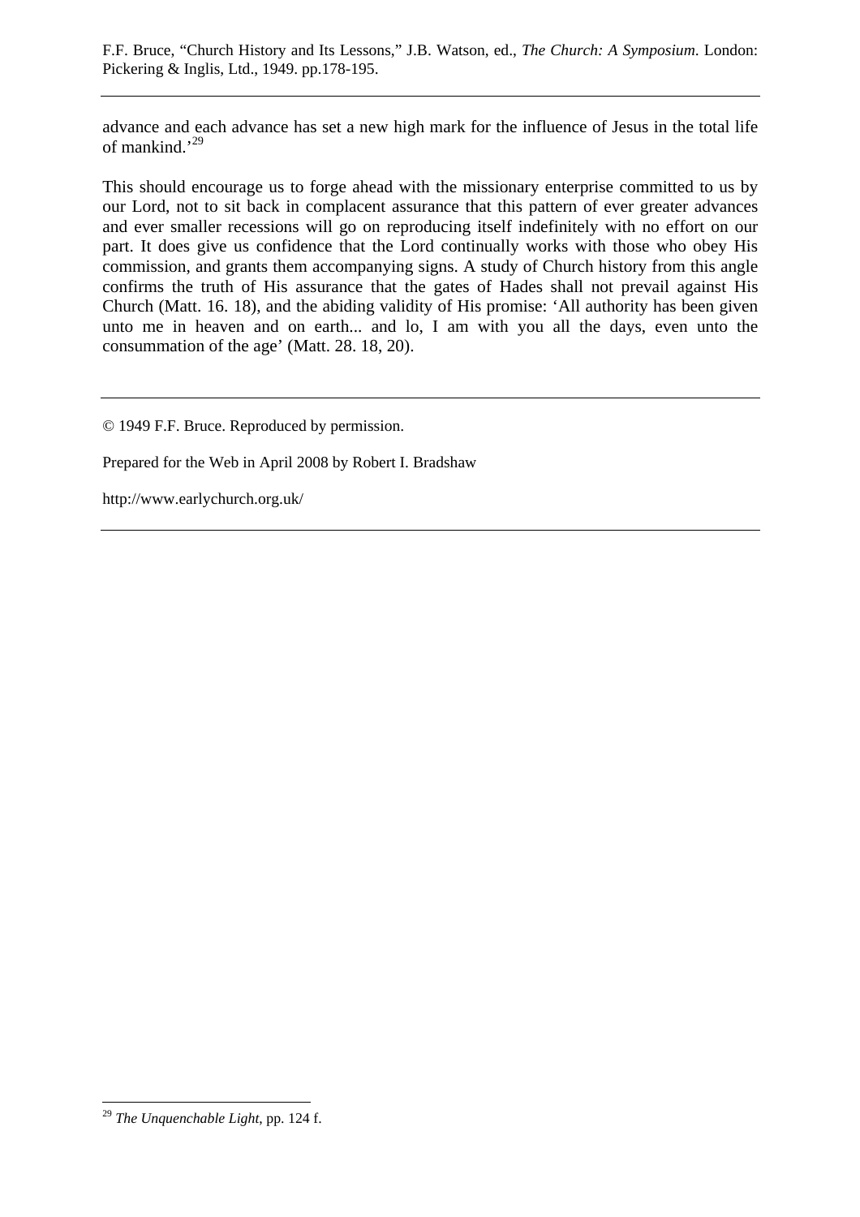advance and each advance has set a new high mark for the influence of Jesus in the total life of mankind.'[29]

This should encourage us to forge ahead with the missionary enterprise committed to us by our Lord, not to sit back in complacent assurance that this pattern of ever greater advances and ever smaller recessions will go on reproducing itself indefinitely with no effort on our part. It does give us confidence that the Lord continually works with those who obey His commission, and grants them accompanying signs. A study of Church history from this angle confirms the truth of His assurance that the gates of Hades shall not prevail against His Church (Matt. 16. 18), and the abiding validity of His promise: 'All authority has been given unto me in heaven and on earth... and lo, I am with you all the days, even unto the consummation of the age' (Matt. 28. 18, 20).

---

© 1949 F.F. Bruce. Reproduced by permission.

Prepared for the Web in April 2008 by Robert I. Bradshaw

http://www.earlychurch.org.uk/

---

[29] *The Unquenchable Light*, pp. 124 f.